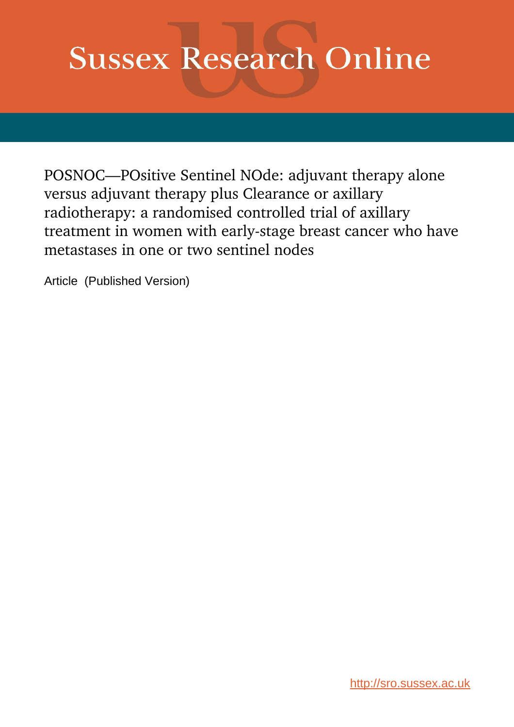# Sussex Research Online

POSNOC—POsitive Sentinel NOde: adjuvant therapy alone versus adjuvant therapy plus Clearance or axillary radiotherapy: a randomised controlled trial of axillary treatment in women with early-stage breast cancer who have metastases in one or two sentinel nodes

Article (Published Version)

http://sro.sussex.ac.uk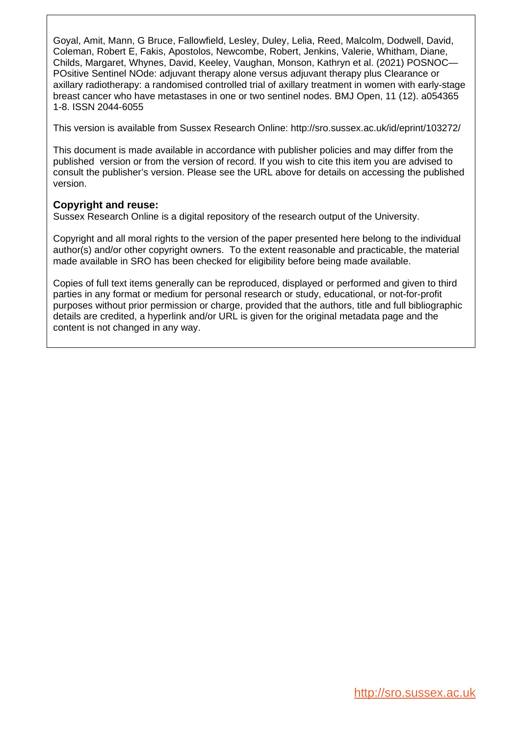Goyal, Amit, Mann, G Bruce, Fallowfield, Lesley, Duley, Lelia, Reed, Malcolm, Dodwell, David, Coleman, Robert E, Fakis, Apostolos, Newcombe, Robert, Jenkins, Valerie, Whitham, Diane, Childs, Margaret, Whynes, David, Keeley, Vaughan, Monson, Kathryn et al. (2021) POSNOC—POsitive Sentinel NOde: adjuvant therapy alone versus adjuvant therapy plus Clearance or axillary radiotherapy: a randomised controlled trial of axillary treatment in women with early-stage breast cancer who have metastases in one or two sentinel nodes. BMJ Open, 11 (12). a054365 1-8. ISSN 2044-6055

This version is available from Sussex Research Online: http://sro.sussex.ac.uk/id/eprint/103272/

This document is made available in accordance with publisher policies and may differ from the published version or from the version of record. If you wish to cite this item you are advised to consult the publisher's version. Please see the URL above for details on accessing the published version.

**Copyright and reuse:**

Sussex Research Online is a digital repository of the research output of the University.

Copyright and all moral rights to the version of the paper presented here belong to the individual author(s) and/or other copyright owners. To the extent reasonable and practicable, the material made available in SRO has been checked for eligibility before being made available.

Copies of full text items generally can be reproduced, displayed or performed and given to third parties in any format or medium for personal research or study, educational, or not-for-profit purposes without prior permission or charge, provided that the authors, title and full bibliographic details are credited, a hyperlink and/or URL is given for the original metadata page and the content is not changed in any way.

http://sro.sussex.ac.uk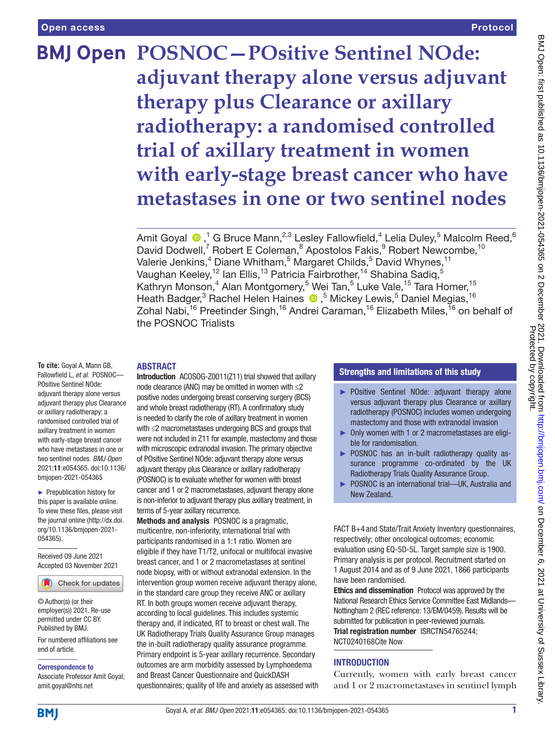# POSNOC—POsitive Sentinel NOde: adjuvant therapy alone versus adjuvant therapy plus Clearance or axillary radiotherapy: a randomised controlled trial of axillary treatment in women with early-stage breast cancer who have metastases in one or two sentinel nodes

Amit Goyal,[1] G Bruce Mann,[2,3] Lesley Fallowfield,[4] Lelia Duley,[5] Malcolm Reed,[6] David Dodwell,[7] Robert E Coleman,[8] Apostolos Fakis,[9] Robert Newcombe,[10] Valerie Jenkins,[4] Diane Whitham,[5] Margaret Childs,[5] David Whynes,[11] Vaughan Keeley,[12] Ian Ellis,[13] Patricia Fairbrother,[14] Shabina Sadiq,[5] Kathryn Monson,[4] Alan Montgomery,[5] Wei Tan,[5] Luke Vale,[15] Tara Homer,[15] Heath Badger,[3] Rachel Helen Haines,[5] Mickey Lewis,[5] Daniel Megias,[16] Zohal Nabi,[16] Preetinder Singh,[16] Andrei Caraman,[16] Elizabeth Miles,[16] on behalf of the POSNOC Trialists

**To cite:** Goyal A, Mann GB, Fallowfield L, *et al.* POSNOC—POsitive Sentinel NOde: adjuvant therapy alone versus adjuvant therapy plus Clearance or axillary radiotherapy: a randomised controlled trial of axillary treatment in women with early-stage breast cancer who have metastases in one or two sentinel nodes. *BMJ Open* 2021;**11**:e054365. doi:10.1136/bmjopen-2021-054365

► Prepublication history for this paper is available online. To view these files, please visit the journal online (http://dx.doi.org/10.1136/bmjopen-2021-054365).

Received 09 June 2021
Accepted 03 November 2021

© Author(s) (or their employer(s)) 2021. Re-use permitted under CC BY. Published by BMJ.

For numbered affiliations see end of article.

**Correspondence to**
Associate Professor Amit Goyal;
amit.goyal@nhs.net

## ABSTRACT

**Introduction** ACOSOG-Z0011(Z11) trial showed that axillary node clearance (ANC) may be omitted in women with ≤2 positive nodes undergoing breast conserving surgery (BCS) and whole breast radiotherapy (RT). A confirmatory study is needed to clarify the role of axillary treatment in women with ≤2 macrometastases undergoing BCS and groups that were not included in Z11 for example, mastectomy and those with microscopic extranodal invasion. The primary objective of POsitive Sentinel NOde: adjuvant therapy alone versus adjuvant therapy plus Clearance or axillary radiotherapy (POSNOC) is to evaluate whether for women with breast cancer and 1 or 2 macrometastases, adjuvant therapy alone is non-inferior to adjuvant therapy plus axillary treatment, in terms of 5-year axillary recurrence.

**Methods and analysis** POSNOC is a pragmatic, multicentre, non-inferiority, international trial with participants randomised in a 1:1 ratio. Women are eligible if they have T1/T2, unifocal or multifocal invasive breast cancer, and 1 or 2 macrometastases at sentinel node biopsy, with or without extranodal extension. In the intervention group women receive adjuvant therapy alone, in the standard care group they receive ANC or axillary RT. In both groups women receive adjuvant therapy, according to local guidelines. This includes systemic therapy and, if indicated, RT to breast or chest wall. The UK Radiotherapy Trials Quality Assurance Group manages the in-built radiotherapy quality assurance programme. Primary endpoint is 5-year axillary recurrence. Secondary outcomes are arm morbidity assessed by Lymphoedema and Breast Cancer Questionnaire and QuickDASH questionnaires; quality of life and anxiety as assessed with FACT B+4 and State/Trait Anxiety Inventory questionnaires, respectively; other oncological outcomes; economic evaluation using EQ-5D-5L. Target sample size is 1900. Primary analysis is per protocol. Recruitment started on 1 August 2014 and as of 9 June 2021, 1866 participants have been randomised.

**Ethics and dissemination** Protocol was approved by the National Research Ethics Service Committee East Midlands—Nottingham 2 (REC reference: 13/EM/0459). Results will be submitted for publication in peer-reviewed journals.

**Trial registration number** ISRCTN54765244; NCT0240168Cite Now

## Strengths and limitations of this study

- POsitive Sentinel NOde: adjuvant therapy alone versus adjuvant therapy plus Clearance or axillary radiotherapy (POSNOC) includes women undergoing mastectomy and those with extranodal invasion.
- Only women with 1 or 2 macrometastases are eligible for randomisation.
- POSNOC has an in-built radiotherapy quality assurance programme co-ordinated by the UK Radiotherapy Trials Quality Assurance Group.
- POSNOC is an international trial—UK, Australia and New Zealand.

## INTRODUCTION

Currently, women with early breast cancer and 1 or 2 macrometastases in sentinel lymph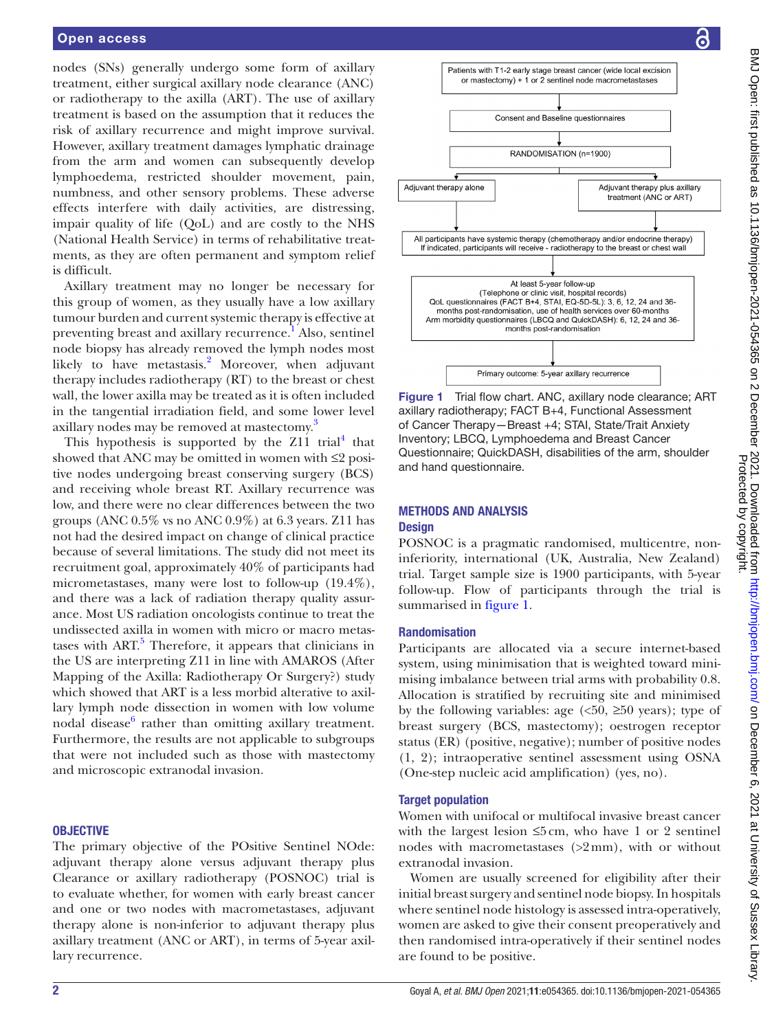nodes (SNs) generally undergo some form of axillary treatment, either surgical axillary node clearance (ANC) or radiotherapy to the axilla (ART). The use of axillary treatment is based on the assumption that it reduces the risk of axillary recurrence and might improve survival. However, axillary treatment damages lymphatic drainage from the arm and women can subsequently develop lymphoedema, restricted shoulder movement, pain, numbness, and other sensory problems. These adverse effects interfere with daily activities, are distressing, impair quality of life (QoL) and are costly to the NHS (National Health Service) in terms of rehabilitative treatments, as they are often permanent and symptom relief is difficult.

Axillary treatment may no longer be necessary for this group of women, as they usually have a low axillary tumour burden and current systemic therapy is effective at preventing breast and axillary recurrence.[1] Also, sentinel node biopsy has already removed the lymph nodes most likely to have metastasis.[2] Moreover, when adjuvant therapy includes radiotherapy (RT) to the breast or chest wall, the lower axilla may be treated as it is often included in the tangential irradiation field, and some lower level axillary nodes may be removed at mastectomy.[3]

This hypothesis is supported by the Z11 trial[4] that showed that ANC may be omitted in women with ≤2 positive nodes undergoing breast conserving surgery (BCS) and receiving whole breast RT. Axillary recurrence was low, and there were no clear differences between the two groups (ANC 0.5% vs no ANC 0.9%) at 6.3 years. Z11 has not had the desired impact on change of clinical practice because of several limitations. The study did not meet its recruitment goal, approximately 40% of participants had micrometastases, many were lost to follow-up (19.4%), and there was a lack of radiation therapy quality assurance. Most US radiation oncologists continue to treat the undissected axilla in women with micro or macro metastases with ART.[5] Therefore, it appears that clinicians in the US are interpreting Z11 in line with AMAROS (After Mapping of the Axilla: Radiotherapy Or Surgery?) study which showed that ART is a less morbid alterative to axillary lymph node dissection in women with low volume nodal disease[6] rather than omitting axillary treatment. Furthermore, the results are not applicable to subgroups that were not included such as those with mastectomy and microscopic extranodal invasion.

## OBJECTIVE

The primary objective of the POsitive Sentinel NOde: adjuvant therapy alone versus adjuvant therapy plus Clearance or axillary radiotherapy (POSNOC) trial is to evaluate whether, for women with early breast cancer and one or two nodes with macrometastases, adjuvant therapy alone is non-inferior to adjuvant therapy plus axillary treatment (ANC or ART), in terms of 5-year axillary recurrence.

Patients with T1-2 early stage breast cancer (wide local excision or mastectomy) + 1 or 2 sentinel node macrometastases

↓

Consent and Baseline questionnaires

↓

RANDOMISATION (n=1900)

↓ Adjuvant therapy alone | Adjuvant therapy plus axillary treatment (ANC or ART)

↓

All participants have systemic therapy (chemotherapy and/or endocrine therapy) If indicated, participants will receive - radiotherapy to the breast or chest wall

↓

At least 5-year follow-up
(Telephone or clinic visit, hospital records)
QoL questionnaires (FACT B+4, STAI, EQ-5D-5L): 3, 6, 12, 24 and 36-months post-randomisation, use of health services over 60-months
Arm morbidity questionnaires (LBCQ and QuickDASH): 6, 12, 24 and 36-months post-randomisation

↓

Primary outcome: 5-year axillary recurrence

Figure 1 Trial flow chart. ANC, axillary node clearance; ART axillary radiotherapy; FACT B+4, Functional Assessment of Cancer Therapy—Breast +4; STAI, State/Trait Anxiety Inventory; LBCQ, Lymphoedema and Breast Cancer Questionnaire; QuickDASH, disabilities of the arm, shoulder and hand questionnaire.

## METHODS AND ANALYSIS

### Design

POSNOC is a pragmatic randomised, multicentre, non-inferiority, international (UK, Australia, New Zealand) trial. Target sample size is 1900 participants, with 5-year follow-up. Flow of participants through the trial is summarised in figure 1.

### Randomisation

Participants are allocated via a secure internet-based system, using minimisation that is weighted toward minimising imbalance between trial arms with probability 0.8. Allocation is stratified by recruiting site and minimised by the following variables: age (<50, ≥50 years); type of breast surgery (BCS, mastectomy); oestrogen receptor status (ER) (positive, negative); number of positive nodes (1, 2); intraoperative sentinel assessment using OSNA (One-step nucleic acid amplification) (yes, no).

### Target population

Women with unifocal or multifocal invasive breast cancer with the largest lesion ≤5 cm, who have 1 or 2 sentinel nodes with macrometastases (>2 mm), with or without extranodal invasion.

Women are usually screened for eligibility after their initial breast surgery and sentinel node biopsy. In hospitals where sentinel node histology is assessed intra-operatively, women are asked to give their consent preoperatively and then randomised intra-operatively if their sentinel nodes are found to be positive.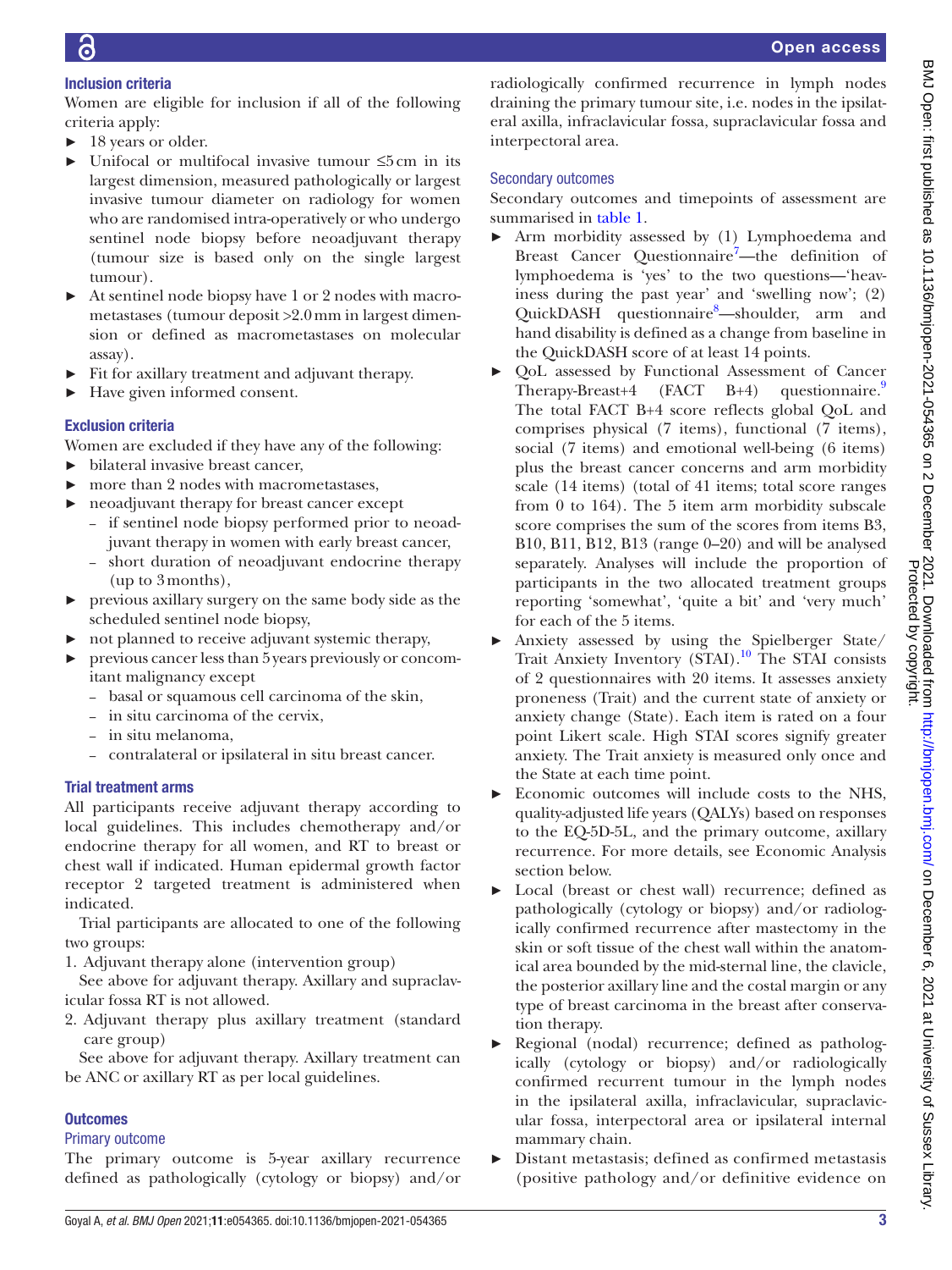### Inclusion criteria

Women are eligible for inclusion if all of the following criteria apply:

- 18 years or older.
- Unifocal or multifocal invasive tumour ≤5 cm in its largest dimension, measured pathologically or largest invasive tumour diameter on radiology for women who are randomised intra-operatively or who undergo sentinel node biopsy before neoadjuvant therapy (tumour size is based only on the single largest tumour).
- At sentinel node biopsy have 1 or 2 nodes with macrometastases (tumour deposit >2.0 mm in largest dimension or defined as macrometastases on molecular assay).
- Fit for axillary treatment and adjuvant therapy.
- Have given informed consent.

### Exclusion criteria

Women are excluded if they have any of the following:

- bilateral invasive breast cancer,
- more than 2 nodes with macrometastases,
- neoadjuvant therapy for breast cancer except
  - if sentinel node biopsy performed prior to neoadjuvant therapy in women with early breast cancer,
  - short duration of neoadjuvant endocrine therapy (up to 3 months),
- previous axillary surgery on the same body side as the scheduled sentinel node biopsy,
- not planned to receive adjuvant systemic therapy,
- previous cancer less than 5 years previously or concomitant malignancy except
  - basal or squamous cell carcinoma of the skin,
  - in situ carcinoma of the cervix,
  - in situ melanoma,
  - contralateral or ipsilateral in situ breast cancer.

### Trial treatment arms

All participants receive adjuvant therapy according to local guidelines. This includes chemotherapy and/or endocrine therapy for all women, and RT to breast or chest wall if indicated. Human epidermal growth factor receptor 2 targeted treatment is administered when indicated.

Trial participants are allocated to one of the following two groups:

1. Adjuvant therapy alone (intervention group)

See above for adjuvant therapy. Axillary and supraclavicular fossa RT is not allowed.

2. Adjuvant therapy plus axillary treatment (standard care group)

See above for adjuvant therapy. Axillary treatment can be ANC or axillary RT as per local guidelines.

### Outcomes

#### Primary outcome

The primary outcome is 5-year axillary recurrence defined as pathologically (cytology or biopsy) and/or radiologically confirmed recurrence in lymph nodes draining the primary tumour site, i.e. nodes in the ipsilateral axilla, infraclavicular fossa, supraclavicular fossa and interpectoral area.

#### Secondary outcomes

Secondary outcomes and timepoints of assessment are summarised in table 1.

- Arm morbidity assessed by (1) Lymphoedema and Breast Cancer Questionnaire[7]—the definition of lymphoedema is 'yes' to the two questions—'heaviness during the past year' and 'swelling now'; (2) QuickDASH questionnaire[8]—shoulder, arm and hand disability is defined as a change from baseline in the QuickDASH score of at least 14 points.
- QoL assessed by Functional Assessment of Cancer Therapy-Breast+4 (FACT B+4) questionnaire.[9] The total FACT B+4 score reflects global QoL and comprises physical (7 items), functional (7 items), social (7 items) and emotional well-being (6 items) plus the breast cancer concerns and arm morbidity scale (14 items) (total of 41 items; total score ranges from 0 to 164). The 5 item arm morbidity subscale score comprises the sum of the scores from items B3, B10, B11, B12, B13 (range 0–20) and will be analysed separately. Analyses will include the proportion of participants in the two allocated treatment groups reporting 'somewhat', 'quite a bit' and 'very much' for each of the 5 items.
- Anxiety assessed by using the Spielberger State/Trait Anxiety Inventory (STAI).[10] The STAI consists of 2 questionnaires with 20 items. It assesses anxiety proneness (Trait) and the current state of anxiety or anxiety change (State). Each item is rated on a four point Likert scale. High STAI scores signify greater anxiety. The Trait anxiety is measured only once and the State at each time point.
- Economic outcomes will include costs to the NHS, quality-adjusted life years (QALYs) based on responses to the EQ-5D-5L, and the primary outcome, axillary recurrence. For more details, see Economic Analysis section below.
- Local (breast or chest wall) recurrence; defined as pathologically (cytology or biopsy) and/or radiologically confirmed recurrence after mastectomy in the skin or soft tissue of the chest wall within the anatomical area bounded by the mid-sternal line, the clavicle, the posterior axillary line and the costal margin or any type of breast carcinoma in the breast after conservation therapy.
- Regional (nodal) recurrence; defined as pathologically (cytology or biopsy) and/or radiologically confirmed recurrent tumour in the lymph nodes in the ipsilateral axilla, infraclavicular, supraclavicular fossa, interpectoral area or ipsilateral internal mammary chain.
- Distant metastasis; defined as confirmed metastasis (positive pathology and/or definitive evidence on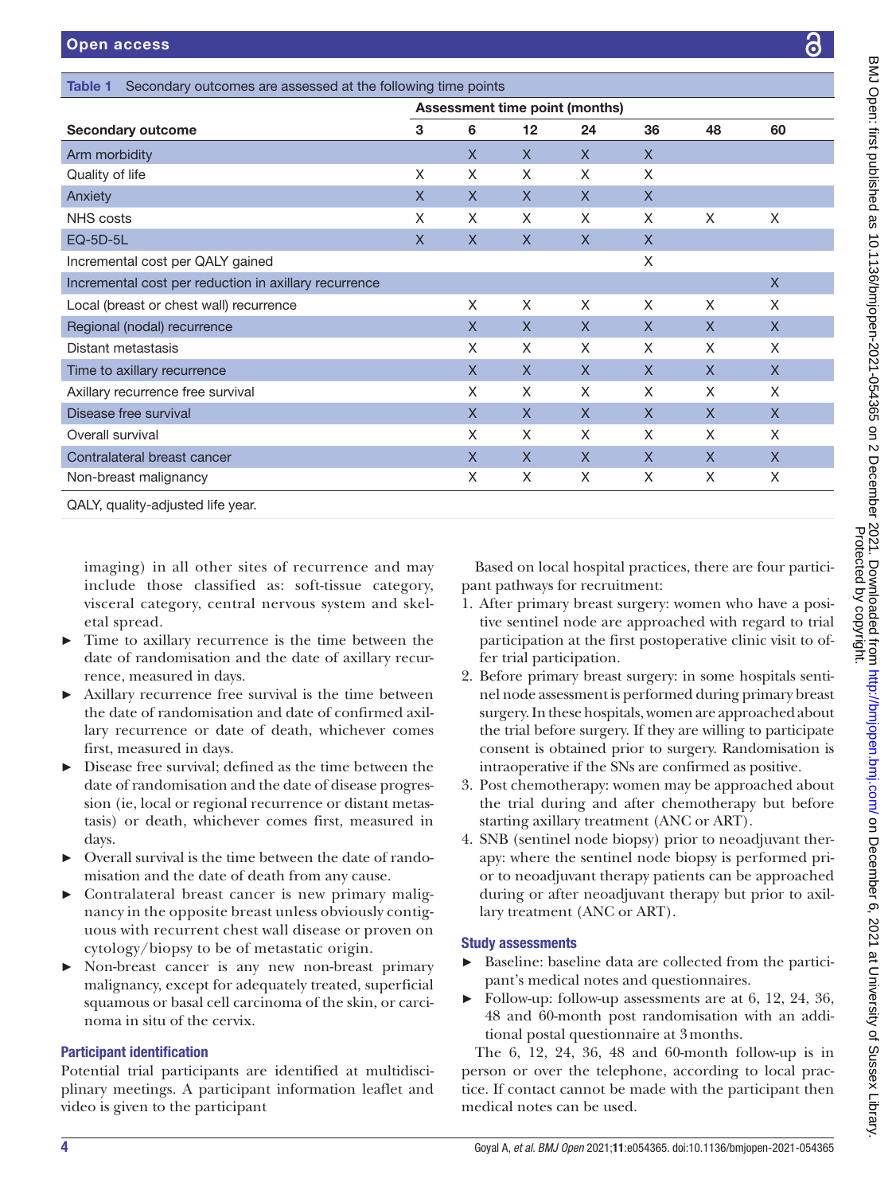**Table 1** Secondary outcomes are assessed at the following time points

| Secondary outcome | Assessment time point (months) | | | | | | |
|---|---|---|---|---|---|---|---|
| | 3 | 6 | 12 | 24 | 36 | 48 | 60 |
| Arm morbidity | | X | X | X | X | | |
| Quality of life | X | X | X | X | X | | |
| Anxiety | X | X | X | X | X | | |
| NHS costs | X | X | X | X | X | X | X |
| EQ-5D-5L | X | X | X | X | X | | |
| Incremental cost per QALY gained | | | | | X | | |
| Incremental cost per reduction in axillary recurrence | | | | | | | X |
| Local (breast or chest wall) recurrence | | X | X | X | X | X | X |
| Regional (nodal) recurrence | | X | X | X | X | X | X |
| Distant metastasis | | X | X | X | X | X | X |
| Time to axillary recurrence | | X | X | X | X | X | X |
| Axillary recurrence free survival | | X | X | X | X | X | X |
| Disease free survival | | X | X | X | X | X | X |
| Overall survival | | X | X | X | X | X | X |
| Contralateral breast cancer | | X | X | X | X | X | X |
| Non-breast malignancy | | X | X | X | X | X | X |

QALY, quality-adjusted life year.

imaging) in all other sites of recurrence and may include those classified as: soft-tissue category, visceral category, central nervous system and skeletal spread.

- Time to axillary recurrence is the time between the date of randomisation and the date of axillary recurrence, measured in days.
- Axillary recurrence free survival is the time between the date of randomisation and date of confirmed axillary recurrence or date of death, whichever comes first, measured in days.
- Disease free survival; defined as the time between the date of randomisation and the date of disease progression (ie, local or regional recurrence or distant metastasis) or death, whichever comes first, measured in days.
- Overall survival is the time between the date of randomisation and the date of death from any cause.
- Contralateral breast cancer is new primary malignancy in the opposite breast unless obviously contiguous with recurrent chest wall disease or proven on cytology/biopsy to be of metastatic origin.
- Non-breast cancer is any new non-breast primary malignancy, except for adequately treated, superficial squamous or basal cell carcinoma of the skin, or carcinoma in situ of the cervix.

## Participant identification

Potential trial participants are identified at multidisciplinary meetings. A participant information leaflet and video is given to the participant

Based on local hospital practices, there are four participant pathways for recruitment:

1. After primary breast surgery: women who have a positive sentinel node are approached with regard to trial participation at the first postoperative clinic visit to offer trial participation.
2. Before primary breast surgery: in some hospitals sentinel node assessment is performed during primary breast surgery. In these hospitals, women are approached about the trial before surgery. If they are willing to participate consent is obtained prior to surgery. Randomisation is intraoperative if the SNs are confirmed as positive.
3. Post chemotherapy: women may be approached about the trial during and after chemotherapy but before starting axillary treatment (ANC or ART).
4. SNB (sentinel node biopsy) prior to neoadjuvant therapy: where the sentinel node biopsy is performed prior to neoadjuvant therapy patients can be approached during or after neoadjuvant therapy but prior to axillary treatment (ANC or ART).

## Study assessments

- Baseline: baseline data are collected from the participant's medical notes and questionnaires.
- Follow-up: follow-up assessments are at 6, 12, 24, 36, 48 and 60-month post randomisation with an additional postal questionnaire at 3 months.

The 6, 12, 24, 36, 48 and 60-month follow-up is in person or over the telephone, according to local practice. If contact cannot be made with the participant then medical notes can be used.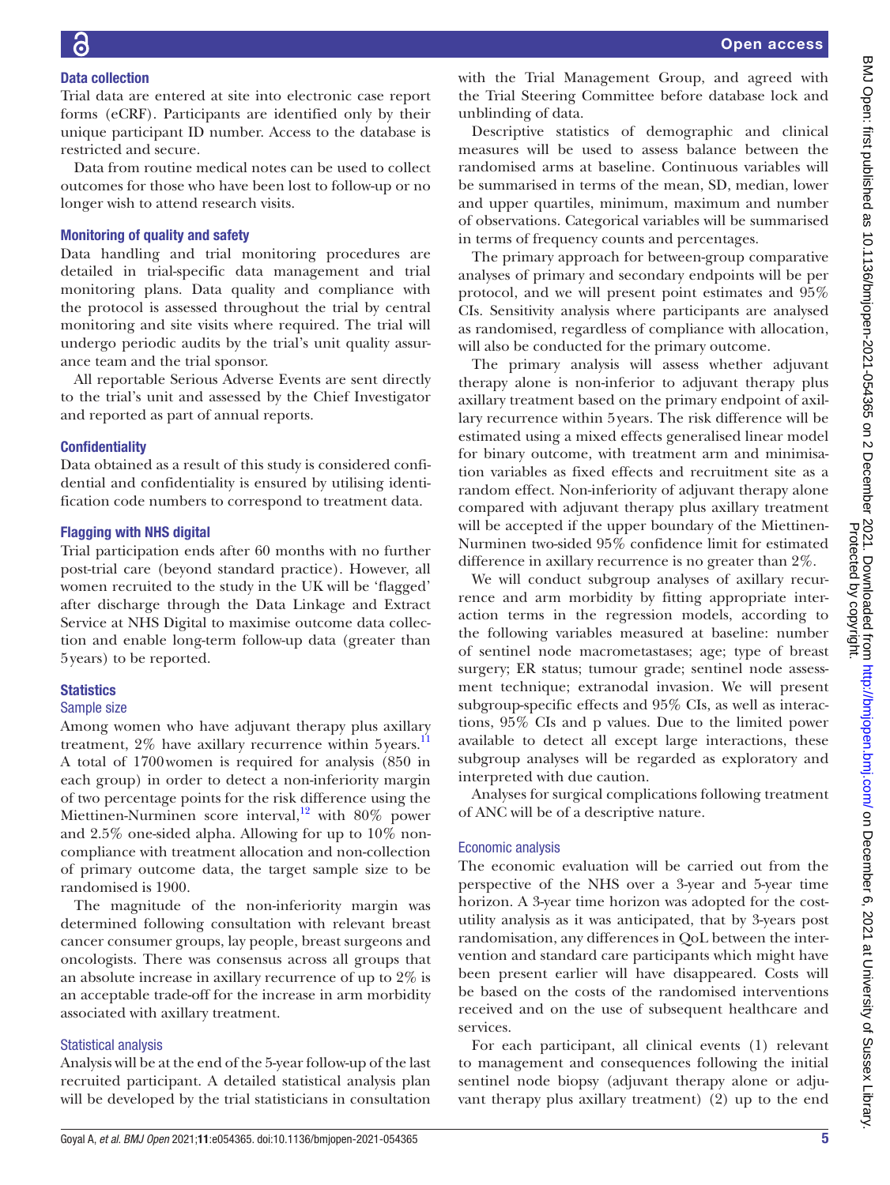### Data collection

Trial data are entered at site into electronic case report forms (eCRF). Participants are identified only by their unique participant ID number. Access to the database is restricted and secure.

Data from routine medical notes can be used to collect outcomes for those who have been lost to follow-up or no longer wish to attend research visits.

### Monitoring of quality and safety

Data handling and trial monitoring procedures are detailed in trial-specific data management and trial monitoring plans. Data quality and compliance with the protocol is assessed throughout the trial by central monitoring and site visits where required. The trial will undergo periodic audits by the trial's unit quality assurance team and the trial sponsor.

All reportable Serious Adverse Events are sent directly to the trial's unit and assessed by the Chief Investigator and reported as part of annual reports.

### Confidentiality

Data obtained as a result of this study is considered confidential and confidentiality is ensured by utilising identification code numbers to correspond to treatment data.

### Flagging with NHS digital

Trial participation ends after 60 months with no further post-trial care (beyond standard practice). However, all women recruited to the study in the UK will be 'flagged' after discharge through the Data Linkage and Extract Service at NHS Digital to maximise outcome data collection and enable long-term follow-up data (greater than 5 years) to be reported.

### Statistics

#### Sample size

Among women who have adjuvant therapy plus axillary treatment, 2% have axillary recurrence within 5 years.[11] A total of 1700 women is required for analysis (850 in each group) in order to detect a non-inferiority margin of two percentage points for the risk difference using the Miettinen-Nurminen score interval,[12] with 80% power and 2.5% one-sided alpha. Allowing for up to 10% non-compliance with treatment allocation and non-collection of primary outcome data, the target sample size to be randomised is 1900.

The magnitude of the non-inferiority margin was determined following consultation with relevant breast cancer consumer groups, lay people, breast surgeons and oncologists. There was consensus across all groups that an absolute increase in axillary recurrence of up to 2% is an acceptable trade-off for the increase in arm morbidity associated with axillary treatment.

#### Statistical analysis

Analysis will be at the end of the 5-year follow-up of the last recruited participant. A detailed statistical analysis plan will be developed by the trial statisticians in consultation with the Trial Management Group, and agreed with the Trial Steering Committee before database lock and unblinding of data.

Descriptive statistics of demographic and clinical measures will be used to assess balance between the randomised arms at baseline. Continuous variables will be summarised in terms of the mean, SD, median, lower and upper quartiles, minimum, maximum and number of observations. Categorical variables will be summarised in terms of frequency counts and percentages.

The primary approach for between-group comparative analyses of primary and secondary endpoints will be per protocol, and we will present point estimates and 95% CIs. Sensitivity analysis where participants are analysed as randomised, regardless of compliance with allocation, will also be conducted for the primary outcome.

The primary analysis will assess whether adjuvant therapy alone is non-inferior to adjuvant therapy plus axillary treatment based on the primary endpoint of axillary recurrence within 5 years. The risk difference will be estimated using a mixed effects generalised linear model for binary outcome, with treatment arm and minimisation variables as fixed effects and recruitment site as a random effect. Non-inferiority of adjuvant therapy alone compared with adjuvant therapy plus axillary treatment will be accepted if the upper boundary of the Miettinen-Nurminen two-sided 95% confidence limit for estimated difference in axillary recurrence is no greater than 2%.

We will conduct subgroup analyses of axillary recurrence and arm morbidity by fitting appropriate interaction terms in the regression models, according to the following variables measured at baseline: number of sentinel node macrometastases; age; type of breast surgery; ER status; tumour grade; sentinel node assessment technique; extranodal invasion. We will present subgroup-specific effects and 95% CIs, as well as interactions, 95% CIs and p values. Due to the limited power available to detect all except large interactions, these subgroup analyses will be regarded as exploratory and interpreted with due caution.

Analyses for surgical complications following treatment of ANC will be of a descriptive nature.

#### Economic analysis

The economic evaluation will be carried out from the perspective of the NHS over a 3-year and 5-year time horizon. A 3-year time horizon was adopted for the cost-utility analysis as it was anticipated, that by 3-years post randomisation, any differences in QoL between the intervention and standard care participants which might have been present earlier will have disappeared. Costs will be based on the costs of the randomised interventions received and on the use of subsequent healthcare and services.

For each participant, all clinical events (1) relevant to management and consequences following the initial sentinel node biopsy (adjuvant therapy alone or adjuvant therapy plus axillary treatment) (2) up to the end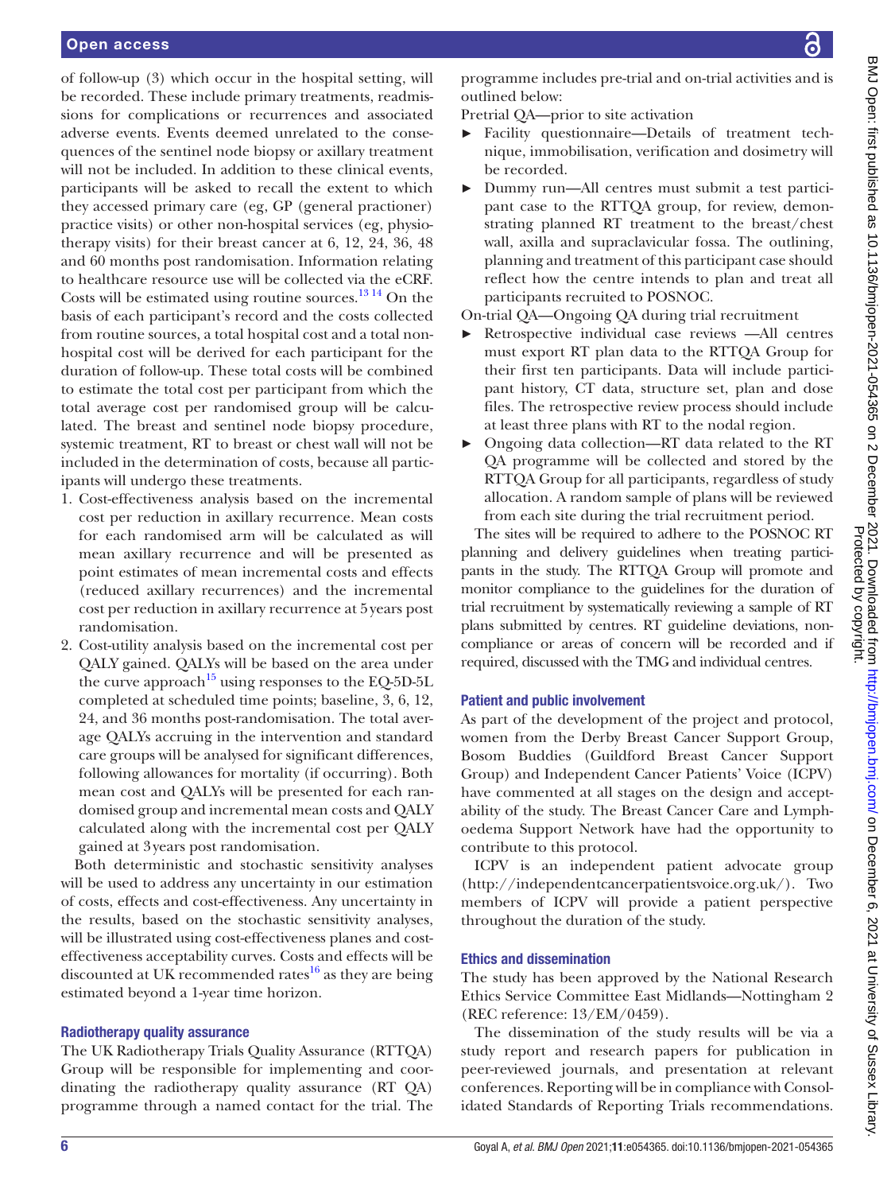of follow-up (3) which occur in the hospital setting, will be recorded. These include primary treatments, readmissions for complications or recurrences and associated adverse events. Events deemed unrelated to the consequences of the sentinel node biopsy or axillary treatment will not be included. In addition to these clinical events, participants will be asked to recall the extent to which they accessed primary care (eg, GP (general practioner) practice visits) or other non-hospital services (eg, physiotherapy visits) for their breast cancer at 6, 12, 24, 36, 48 and 60 months post randomisation. Information relating to healthcare resource use will be collected via the eCRF. Costs will be estimated using routine sources.[13 14] On the basis of each participant's record and the costs collected from routine sources, a total hospital cost and a total non-hospital cost will be derived for each participant for the duration of follow-up. These total costs will be combined to estimate the total cost per participant from which the total average cost per randomised group will be calculated. The breast and sentinel node biopsy procedure, systemic treatment, RT to breast or chest wall will not be included in the determination of costs, because all participants will undergo these treatments.

1. Cost-effectiveness analysis based on the incremental cost per reduction in axillary recurrence. Mean costs for each randomised arm will be calculated as will mean axillary recurrence and will be presented as point estimates of mean incremental costs and effects (reduced axillary recurrences) and the incremental cost per reduction in axillary recurrence at 5 years post randomisation.
2. Cost-utility analysis based on the incremental cost per QALY gained. QALYs will be based on the area under the curve approach[15] using responses to the EQ-5D-5L completed at scheduled time points; baseline, 3, 6, 12, 24, and 36 months post-randomisation. The total average QALYs accruing in the intervention and standard care groups will be analysed for significant differences, following allowances for mortality (if occurring). Both mean cost and QALYs will be presented for each randomised group and incremental mean costs and QALY calculated along with the incremental cost per QALY gained at 3 years post randomisation.

Both deterministic and stochastic sensitivity analyses will be used to address any uncertainty in our estimation of costs, effects and cost-effectiveness. Any uncertainty in the results, based on the stochastic sensitivity analyses, will be illustrated using cost-effectiveness planes and cost-effectiveness acceptability curves. Costs and effects will be discounted at UK recommended rates[16] as they are being estimated beyond a 1-year time horizon.

### Radiotherapy quality assurance

The UK Radiotherapy Trials Quality Assurance (RTTQA) Group will be responsible for implementing and coordinating the radiotherapy quality assurance (RT QA) programme through a named contact for the trial. The programme includes pre-trial and on-trial activities and is outlined below:

Pretrial QA—prior to site activation

- Facility questionnaire—Details of treatment technique, immobilisation, verification and dosimetry will be recorded.
- Dummy run—All centres must submit a test participant case to the RTTQA group, for review, demonstrating planned RT treatment to the breast/chest wall, axilla and supraclavicular fossa. The outlining, planning and treatment of this participant case should reflect how the centre intends to plan and treat all participants recruited to POSNOC.

On-trial QA—Ongoing QA during trial recruitment

- Retrospective individual case reviews —All centres must export RT plan data to the RTTQA Group for their first ten participants. Data will include participant history, CT data, structure set, plan and dose files. The retrospective review process should include at least three plans with RT to the nodal region.
- Ongoing data collection—RT data related to the RT QA programme will be collected and stored by the RTTQA Group for all participants, regardless of study allocation. A random sample of plans will be reviewed from each site during the trial recruitment period.

The sites will be required to adhere to the POSNOC RT planning and delivery guidelines when treating participants in the study. The RTTQA Group will promote and monitor compliance to the guidelines for the duration of trial recruitment by systematically reviewing a sample of RT plans submitted by centres. RT guideline deviations, non-compliance or areas of concern will be recorded and if required, discussed with the TMG and individual centres.

### Patient and public involvement

As part of the development of the project and protocol, women from the Derby Breast Cancer Support Group, Bosom Buddies (Guildford Breast Cancer Support Group) and Independent Cancer Patients' Voice (ICPV) have commented at all stages on the design and acceptability of the study. The Breast Cancer Care and Lymphoedema Support Network have had the opportunity to contribute to this protocol.

ICPV is an independent patient advocate group (http://independentcancerpatientsvoice.org.uk/). Two members of ICPV will provide a patient perspective throughout the duration of the study.

### Ethics and dissemination

The study has been approved by the National Research Ethics Service Committee East Midlands—Nottingham 2 (REC reference: 13/EM/0459).

The dissemination of the study results will be via a study report and research papers for publication in peer-reviewed journals, and presentation at relevant conferences. Reporting will be in compliance with Consolidated Standards of Reporting Trials recommendations.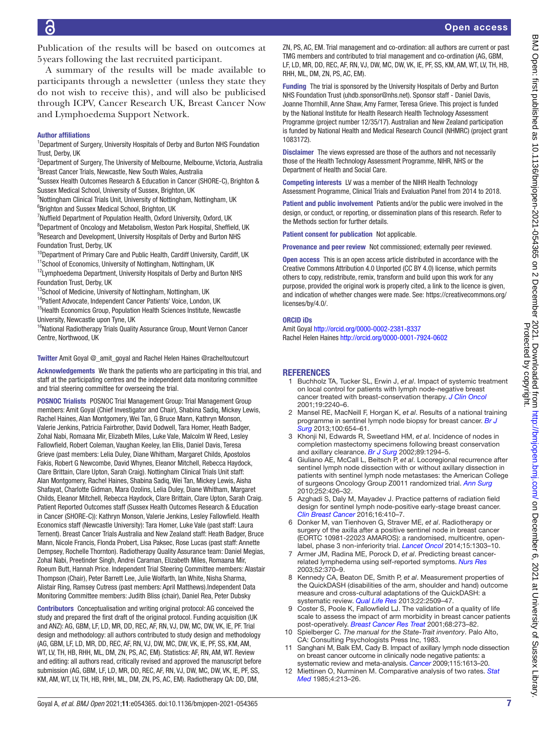Publication of the results will be based on outcomes at 5years following the last recruited participant.

A summary of the results will be made available to participants through a newsletter (unless they state they do not wish to receive this), and will also be publicised through ICPV, Cancer Research UK, Breast Cancer Now and Lymphoedema Support Network.

### Author affiliations

[1]Department of Surgery, University Hospitals of Derby and Burton NHS Foundation Trust, Derby, UK
[2]Department of Surgery, The University of Melbourne, Melbourne, Victoria, Australia
[3]Breast Cancer Trials, Newcastle, New South Wales, Australia
[4]Sussex Health Outcomes Research & Education in Cancer (SHORE-C), Brighton & Sussex Medical School, University of Sussex, Brighton, UK
[5]Nottingham Clinical Trials Unit, University of Nottingham, Nottingham, UK
[6]Brighton and Sussex Medical School, Brighton, UK
[7]Nuffield Department of Population Health, Oxford University, Oxford, UK
[8]Department of Oncology and Metabolism, Weston Park Hospital, Sheffield, UK
[9]Research and Development, University Hospitals of Derby and Burton NHS Foundation Trust, Derby, UK
[10]Department of Primary Care and Public Health, Cardiff University, Cardiff, UK
[11]School of Economics, University of Nottingham, Nottingham, UK
[12]Lymphoedema Department, University Hospitals of Derby and Burton NHS Foundation Trust, Derby, UK
[13]School of Medicine, University of Nottingham, Nottingham, UK
[14]Patient Advocate, Independent Cancer Patients' Voice, London, UK
[15]Health Economics Group, Population Health Sciences Institute, Newcastle University, Newcastle upon Tyne, UK
[16]National Radiotherapy Trials Quality Assurance Group, Mount Vernon Cancer Centre, Northwood, UK

**Twitter** Amit Goyal @_amit_goyal and Rachel Helen Haines @racheltoutcourt

**Acknowledgements** We thank the patients who are participating in this trial, and staff at the participating centres and the independent data monitoring committee and trial steering committee for overseeing the trial.

**POSNOC Trialists** POSNOC Trial Management Group: Trial Management Group members: Amit Goyal (Chief Investigator and Chair), Shabina Sadiq, Mickey Lewis, Rachel Haines, Alan Montgomery, Wei Tan, G Bruce Mann, Kathryn Monson, Valerie Jenkins, Patricia Fairbrother, David Dodwell, Tara Homer, Heath Badger, Zohal Nabi, Romaana Mir, Elizabeth Miles, Luke Vale, Malcolm W Reed, Lesley Fallowfield, Robert Coleman, Vaughan Keeley, Ian Ellis, Daniel Davis, Teresa Grieve (past members: Lelia Duley, Diane Whitham, Margaret Childs, Apostolos Fakis, Robert G Newcombe, David Whynes, Eleanor Mitchell, Rebecca Haydock, Clare Brittain, Clare Upton, Sarah Craig). Nottingham Clinical Trials Unit staff: Alan Montgomery, Rachel Haines, Shabina Sadiq, Wei Tan, Mickey Lewis, Aisha Shafayat, Charlotte Gidman, Mara Ozolins, Lelia Duley, Diane Whitham, Margaret Childs, Eleanor Mitchell, Rebecca Haydock, Clare Brittain, Clare Upton, Sarah Craig. Patient Reported Outcomes staff (Sussex Health Outcomes Research & Education in Cancer (SHORE-C)): Kathryn Monson, Valerie Jenkins, Lesley Fallowfield. Health Economics staff (Newcastle University): Tara Homer, Luke Vale (past staff: Laura Ternent). Breast Cancer Trials Australia and New Zealand staff: Heath Badger, Bruce Mann, Nicole Francis, Flonda Probert, Lisa Paksec, Rose Lucas (past staff: Annette Dempsey, Rochelle Thornton). Radiotherapy Quality Assurance team: Daniel Megias, Zohal Nabi, Preetinder Singh, Andrei Caraman, Elizabeth Miles, Romaana Mir, Roeum Butt, Hannah Price. Independent Trial Steering Committee members: Alastair Thompson (Chair), Peter Barrett Lee, Julie Wolfarth, Ian White, Nisha Sharma, Alistair Ring, Ramsey Cutress (past members: April Matthews).Independent Data Monitoring Committee members: Judith Bliss (chair), Daniel Rea, Peter Dubsky

**Contributors** Conceptualisation and writing original protocol: AG conceived the study and prepared the first draft of the original protocol. Funding acquisition (UK and ANZ): AG, GBM, LF, LD, MR, DD, REC, AF, RN, VJ, DW, MC, DW, VK, IE, PF. Trial design and methodology: all authors contributed to study design and methodology (AG, GBM, LF, LD, MR, DD, REC, AF, RN, VJ, DW, MC, DW, VK, IE, PF, SS, KM, AM, WT, LV, TH, HB, RHH, ML, DM, ZN, PS, AC, EM). Statistics: AF, RN, AM, WT. Review and editing: all authors read, critically revised and approved the manuscript before submission (AG, GBM, LF, LD, MR, DD, REC, AF, RN, VJ, DW, MC, DW, VK, IE, PF, SS, KM, AM, WT, LV, TH, HB, RHH, ML, DM, ZN, PS, AC, EM). Radiotherapy QA: DD, DM, ZN, PS, AC, EM. Trial management and co-ordination: all authors are current or past TMG members and contributed to trial management and co-ordination (AG, GBM, LF, LD, MR, DD, REC, AF, RN, VJ, DW, MC, DW, VK, IE, PF, SS, KM, AM, WT, LV, TH, HB, RHH, ML, DM, ZN, PS, AC, EM).

**Funding** The trial is sponsored by the University Hospitals of Derby and Burton NHS Foundation Trust (uhdb.sponsor@nhs.net). Sponsor staff - Daniel Davis, Joanne Thornhill, Anne Shaw, Amy Farmer, Teresa Grieve. This project is funded by the National Institute for Health Research Health Technology Assessment Programme (project number 12/35/17). Australian and New Zealand participation is funded by National Health and Medical Research Council (NHMRC) (project grant 1083172).

**Disclaimer** The views expressed are those of the authors and not necessarily those of the Health Technology Assessment Programme, NIHR, NHS or the Department of Health and Social Care.

**Competing interests** LV was a member of the NIHR Health Technology Assessment Programme, Clinical Trials and Evaluation Panel from 2014 to 2018.

**Patient and public involvement** Patients and/or the public were involved in the design, or conduct, or reporting, or dissemination plans of this research. Refer to the Methods section for further details.

**Patient consent for publication** Not applicable.

**Provenance and peer review** Not commissioned; externally peer reviewed.

**Open access** This is an open access article distributed in accordance with the Creative Commons Attribution 4.0 Unported (CC BY 4.0) license, which permits others to copy, redistribute, remix, transform and build upon this work for any purpose, provided the original work is properly cited, a link to the licence is given, and indication of whether changes were made. See: https://creativecommons.org/licenses/by/4.0/.

### ORCID iDs

Amit Goyal http://orcid.org/0000-0002-2381-8337
Rachel Helen Haines http://orcid.org/0000-0001-7924-0602

## REFERENCES

1. Buchholz TA, Tucker SL, Erwin J, *et al*. Impact of systemic treatment on local control for patients with lymph node-negative breast cancer treated with breast-conservation therapy. *J Clin Oncol* 2001;19:2240–6.
2. Mansel RE, MacNeill F, Horgan K, *et al*. Results of a national training programme in sentinel lymph node biopsy for breast cancer. *Br J Surg* 2013;100:654–61.
3. Khonji NI, Edwards R, Sweetland HM, *et al*. Incidence of nodes in completion mastectomy specimens following breast conservation and axillary clearance. *Br J Surg* 2002;89:1294–5.
4. Giuliano AE, McCall L, Beitsch P, *et al*. Locoregional recurrence after sentinel lymph node dissection with or without axillary dissection in patients with sentinel lymph node metastases: the American College of Surgeons Oncology Group Z0011 randomized trial. *Ann Surg* 2010;252:426–32.
5. Azghadi S, Daly M, Mayadev J. Practice patterns of radiation field design for sentinel lymph node-positive early-stage breast cancer. *Clin Breast Cancer* 2016;16:410–7.
6. Donker M, van Tienhoven G, Straver ME, *et al*. Radiotherapy or surgery of the axilla after a positive sentinel node in breast cancer (EORTC 10981-22023 AMAROS): a randomised, multicentre, open-label, phase 3 non-inferiority trial. *Lancet Oncol* 2014;15:1303–10.
7. Armer JM, Radina ME, Porock D, *et al*. Predicting breast cancer-related lymphedema using self-reported symptoms. *Nurs Res* 2003;52:370–9.
8. Kennedy CA, Beaton DE, Smith P, *et al*. Measurement properties of the QuickDASH (disabilities of the arm, shoulder and hand) outcome measure and cross-cultural adaptations of the QuickDASH: a systematic review. *Qual Life Res* 2013;22:2509–47.
9. Coster S, Poole K, Fallowfield LJ. The validation of a quality of life scale to assess the impact of arm morbidity in breast cancer patients post-operatively. *Breast Cancer Res Treat* 2001;68:273–82.
10. Spielberger C. *The manual for the State-Trait inventory*. Palo Alto, CA: Consulting Psychologists Press Inc, 1983.
11. Sanghani M, Balk EM, Cady B. Impact of axillary lymph node dissection on breast cancer outcome in clinically node negative patients: a systematic review and meta-analysis. *Cancer* 2009;115:1613–20.
12. Miettinen O, Nurminen M. Comparative analysis of two rates. *Stat Med* 1985;4:213–26.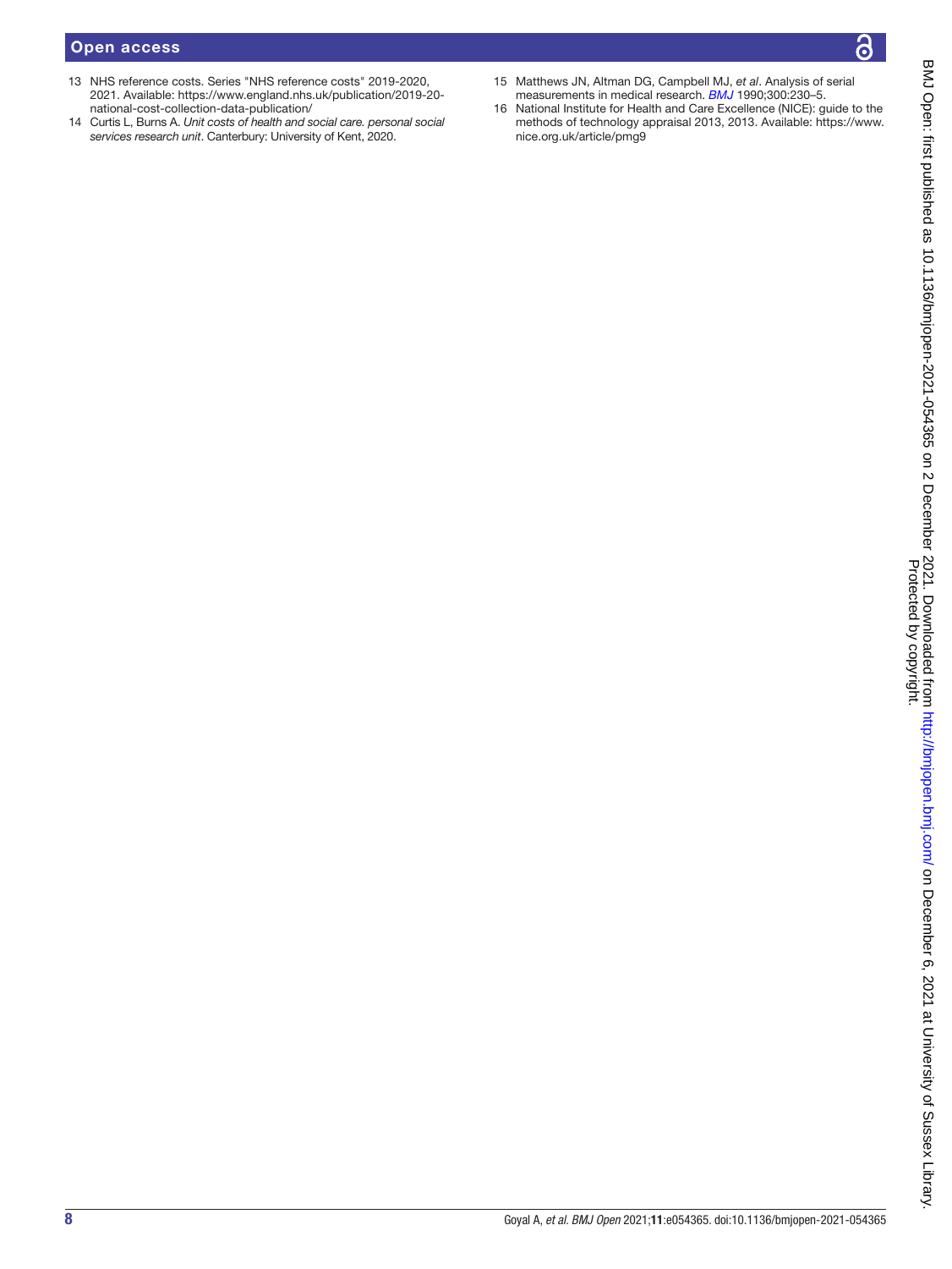13 NHS reference costs. Series "NHS reference costs" 2019-2020, 2021. Available: https://www.england.nhs.uk/publication/2019-20-national-cost-collection-data-publication/

14 Curtis L, Burns A. *Unit costs of health and social care. personal social services research unit*. Canterbury: University of Kent, 2020.

15 Matthews JN, Altman DG, Campbell MJ, *et al*. Analysis of serial measurements in medical research. *BMJ* 1990;300:230–5.

16 National Institute for Health and Care Excellence (NICE): guide to the methods of technology appraisal 2013, 2013. Available: https://www.nice.org.uk/article/pmg9